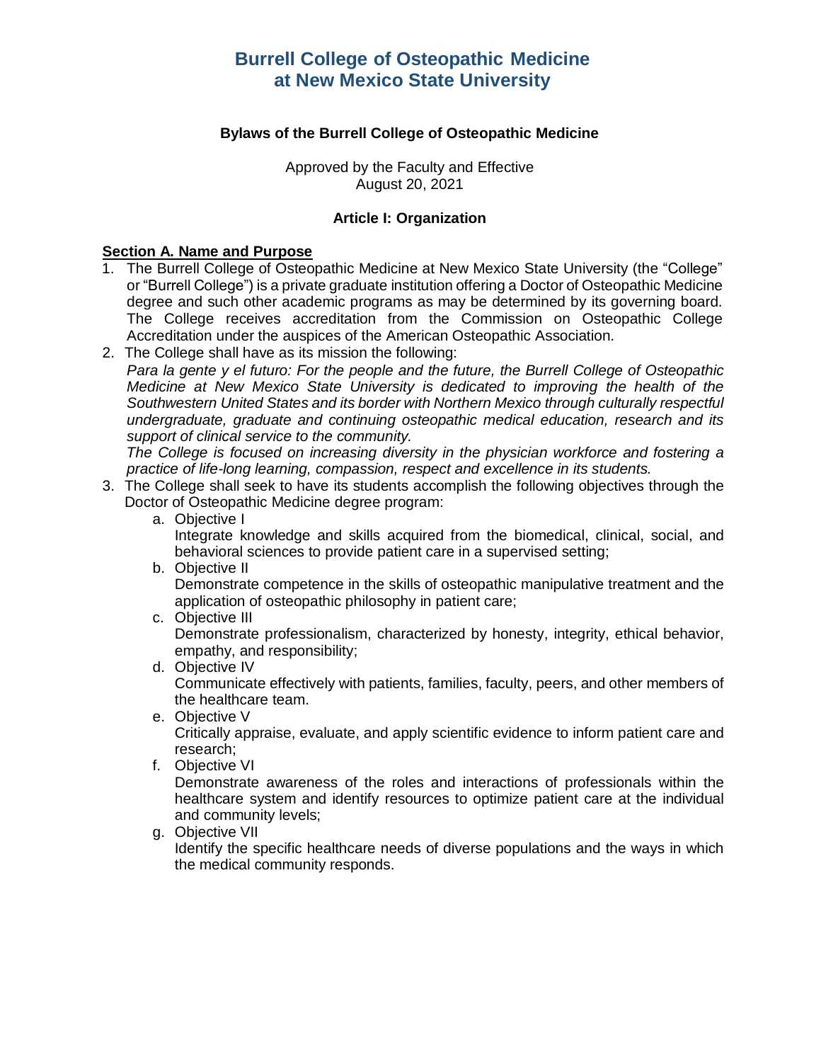# Burrell College of Osteopathic Medicine at New Mexico State University

### Bylaws of the Burrell College of Osteopathic Medicine

Approved by the Faculty and Effective
August 20, 2021

## Article I: Organization

**Section A. Name and Purpose**

1. The Burrell College of Osteopathic Medicine at New Mexico State University (the "College" or "Burrell College") is a private graduate institution offering a Doctor of Osteopathic Medicine degree and such other academic programs as may be determined by its governing board. The College receives accreditation from the Commission on Osteopathic College Accreditation under the auspices of the American Osteopathic Association.
2. The College shall have as its mission the following:
   *Para la gente y el futuro: For the people and the future, the Burrell College of Osteopathic Medicine at New Mexico State University is dedicated to improving the health of the Southwestern United States and its border with Northern Mexico through culturally respectful undergraduate, graduate and continuing osteopathic medical education, research and its support of clinical service to the community.*
   *The College is focused on increasing diversity in the physician workforce and fostering a practice of life-long learning, compassion, respect and excellence in its students.*
3. The College shall seek to have its students accomplish the following objectives through the Doctor of Osteopathic Medicine degree program:
   a. Objective I
      Integrate knowledge and skills acquired from the biomedical, clinical, social, and behavioral sciences to provide patient care in a supervised setting;
   b. Objective II
      Demonstrate competence in the skills of osteopathic manipulative treatment and the application of osteopathic philosophy in patient care;
   c. Objective III
      Demonstrate professionalism, characterized by honesty, integrity, ethical behavior, empathy, and responsibility;
   d. Objective IV
      Communicate effectively with patients, families, faculty, peers, and other members of the healthcare team.
   e. Objective V
      Critically appraise, evaluate, and apply scientific evidence to inform patient care and research;
   f. Objective VI
      Demonstrate awareness of the roles and interactions of professionals within the healthcare system and identify resources to optimize patient care at the individual and community levels;
   g. Objective VII
      Identify the specific healthcare needs of diverse populations and the ways in which the medical community responds.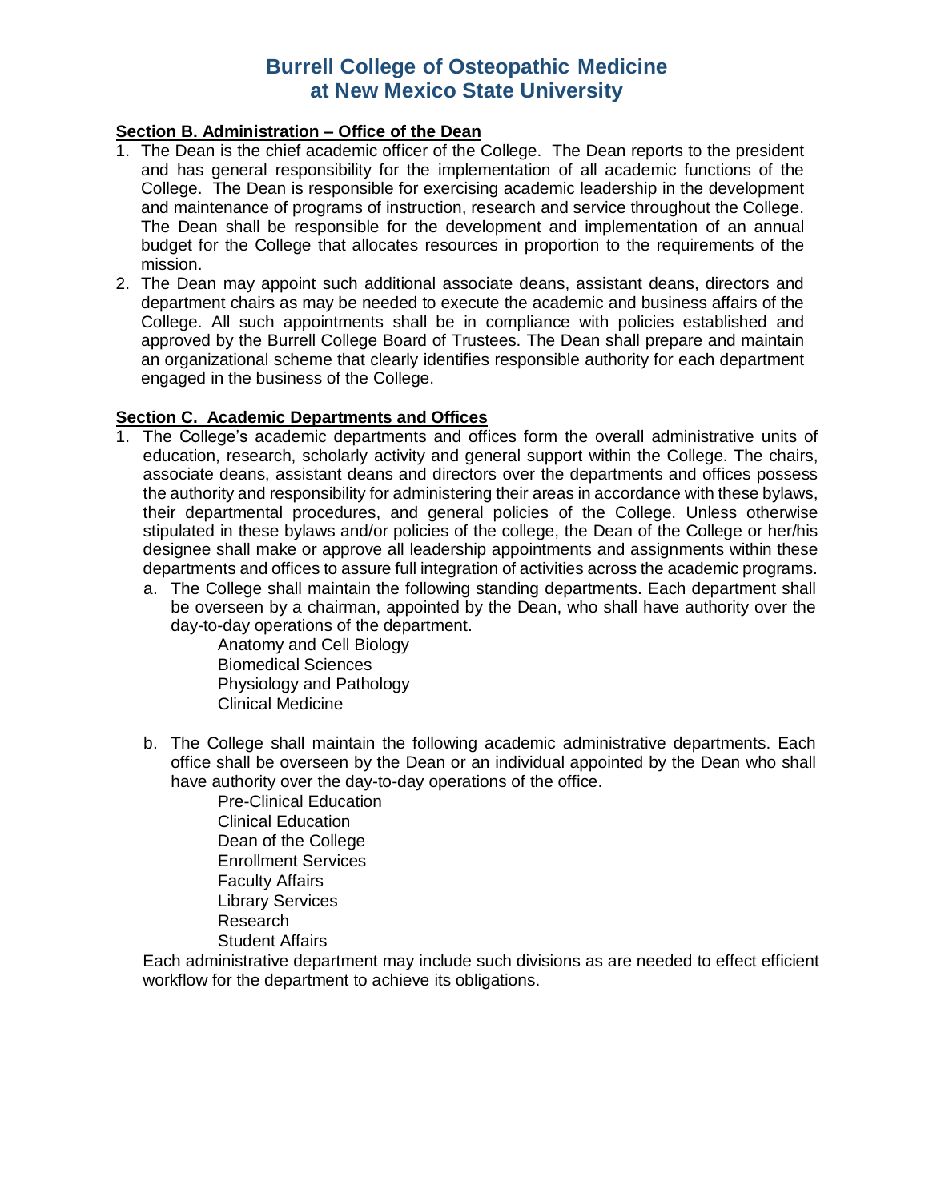# Burrell College of Osteopathic Medicine at New Mexico State University

**Section B. Administration – Office of the Dean**

1. The Dean is the chief academic officer of the College. The Dean reports to the president and has general responsibility for the implementation of all academic functions of the College. The Dean is responsible for exercising academic leadership in the development and maintenance of programs of instruction, research and service throughout the College. The Dean shall be responsible for the development and implementation of an annual budget for the College that allocates resources in proportion to the requirements of the mission.
2. The Dean may appoint such additional associate deans, assistant deans, directors and department chairs as may be needed to execute the academic and business affairs of the College. All such appointments shall be in compliance with policies established and approved by the Burrell College Board of Trustees. The Dean shall prepare and maintain an organizational scheme that clearly identifies responsible authority for each department engaged in the business of the College.

**Section C. Academic Departments and Offices**

1. The College's academic departments and offices form the overall administrative units of education, research, scholarly activity and general support within the College. The chairs, associate deans, assistant deans and directors over the departments and offices possess the authority and responsibility for administering their areas in accordance with these bylaws, their departmental procedures, and general policies of the College. Unless otherwise stipulated in these bylaws and/or policies of the college, the Dean of the College or her/his designee shall make or approve all leadership appointments and assignments within these departments and offices to assure full integration of activities across the academic programs.
   a. The College shall maintain the following standing departments. Each department shall be overseen by a chairman, appointed by the Dean, who shall have authority over the day-to-day operations of the department.

      Anatomy and Cell Biology
      Biomedical Sciences
      Physiology and Pathology
      Clinical Medicine

   b. The College shall maintain the following academic administrative departments. Each office shall be overseen by the Dean or an individual appointed by the Dean who shall have authority over the day-to-day operations of the office.

      Pre-Clinical Education
      Clinical Education
      Dean of the College
      Enrollment Services
      Faculty Affairs
      Library Services
      Research
      Student Affairs

   Each administrative department may include such divisions as are needed to effect efficient workflow for the department to achieve its obligations.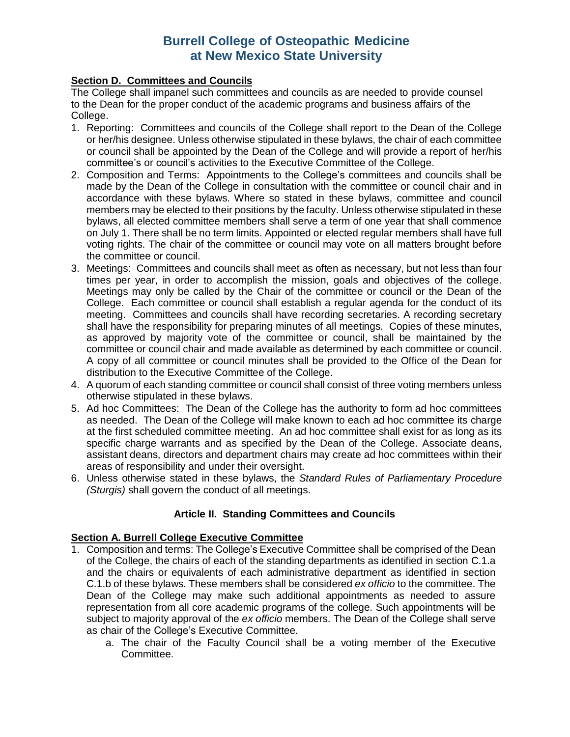**Section D. Committees and Councils**

The College shall impanel such committees and councils as are needed to provide counsel to the Dean for the proper conduct of the academic programs and business affairs of the College.

1. Reporting: Committees and councils of the College shall report to the Dean of the College or her/his designee. Unless otherwise stipulated in these bylaws, the chair of each committee or council shall be appointed by the Dean of the College and will provide a report of her/his committee's or council's activities to the Executive Committee of the College.
2. Composition and Terms: Appointments to the College's committees and councils shall be made by the Dean of the College in consultation with the committee or council chair and in accordance with these bylaws. Where so stated in these bylaws, committee and council members may be elected to their positions by the faculty. Unless otherwise stipulated in these bylaws, all elected committee members shall serve a term of one year that shall commence on July 1. There shall be no term limits. Appointed or elected regular members shall have full voting rights. The chair of the committee or council may vote on all matters brought before the committee or council.
3. Meetings: Committees and councils shall meet as often as necessary, but not less than four times per year, in order to accomplish the mission, goals and objectives of the college. Meetings may only be called by the Chair of the committee or council or the Dean of the College. Each committee or council shall establish a regular agenda for the conduct of its meeting. Committees and councils shall have recording secretaries. A recording secretary shall have the responsibility for preparing minutes of all meetings. Copies of these minutes, as approved by majority vote of the committee or council, shall be maintained by the committee or council chair and made available as determined by each committee or council. A copy of all committee or council minutes shall be provided to the Office of the Dean for distribution to the Executive Committee of the College.
4. A quorum of each standing committee or council shall consist of three voting members unless otherwise stipulated in these bylaws.
5. Ad hoc Committees: The Dean of the College has the authority to form ad hoc committees as needed. The Dean of the College will make known to each ad hoc committee its charge at the first scheduled committee meeting. An ad hoc committee shall exist for as long as its specific charge warrants and as specified by the Dean of the College. Associate deans, assistant deans, directors and department chairs may create ad hoc committees within their areas of responsibility and under their oversight.
6. Unless otherwise stated in these bylaws, the *Standard Rules of Parliamentary Procedure (Sturgis)* shall govern the conduct of all meetings.

## Article II. Standing Committees and Councils

**Section A. Burrell College Executive Committee**

1. Composition and terms: The College's Executive Committee shall be comprised of the Dean of the College, the chairs of each of the standing departments as identified in section C.1.a and the chairs or equivalents of each administrative department as identified in section C.1.b of these bylaws. These members shall be considered *ex officio* to the committee. The Dean of the College may make such additional appointments as needed to assure representation from all core academic programs of the college. Such appointments will be subject to majority approval of the *ex officio* members. The Dean of the College shall serve as chair of the College's Executive Committee.
    a. The chair of the Faculty Council shall be a voting member of the Executive Committee.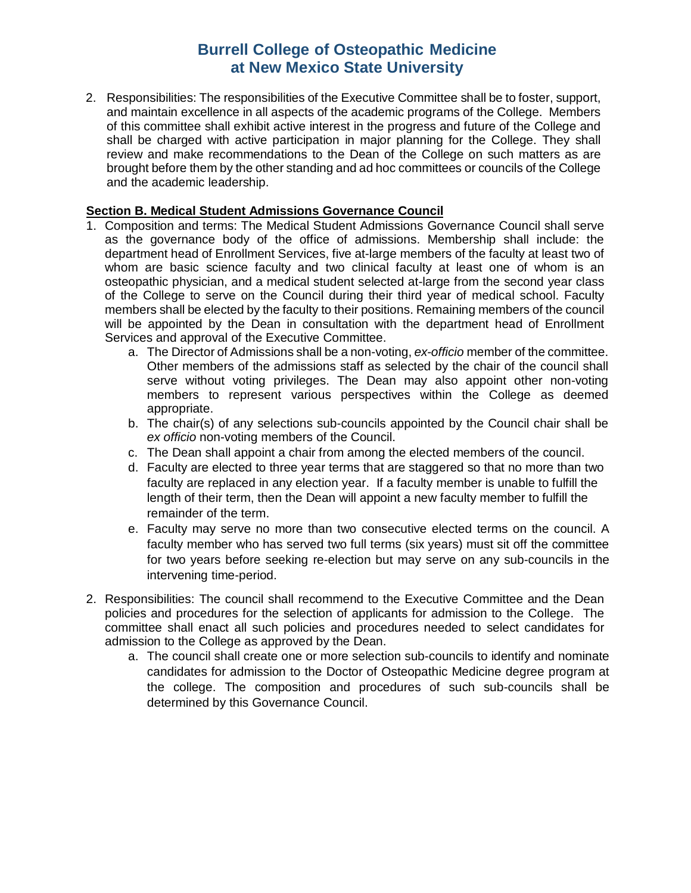2. Responsibilities: The responsibilities of the Executive Committee shall be to foster, support, and maintain excellence in all aspects of the academic programs of the College. Members of this committee shall exhibit active interest in the progress and future of the College and shall be charged with active participation in major planning for the College. They shall review and make recommendations to the Dean of the College on such matters as are brought before them by the other standing and ad hoc committees or councils of the College and the academic leadership.

**Section B. Medical Student Admissions Governance Council**

1. Composition and terms: The Medical Student Admissions Governance Council shall serve as the governance body of the office of admissions. Membership shall include: the department head of Enrollment Services, five at-large members of the faculty at least two of whom are basic science faculty and two clinical faculty at least one of whom is an osteopathic physician, and a medical student selected at-large from the second year class of the College to serve on the Council during their third year of medical school. Faculty members shall be elected by the faculty to their positions. Remaining members of the council will be appointed by the Dean in consultation with the department head of Enrollment Services and approval of the Executive Committee.
    a. The Director of Admissions shall be a non-voting, *ex-officio* member of the committee. Other members of the admissions staff as selected by the chair of the council shall serve without voting privileges. The Dean may also appoint other non-voting members to represent various perspectives within the College as deemed appropriate.
    b. The chair(s) of any selections sub-councils appointed by the Council chair shall be *ex officio* non-voting members of the Council.
    c. The Dean shall appoint a chair from among the elected members of the council.
    d. Faculty are elected to three year terms that are staggered so that no more than two faculty are replaced in any election year. If a faculty member is unable to fulfill the length of their term, then the Dean will appoint a new faculty member to fulfill the remainder of the term.
    e. Faculty may serve no more than two consecutive elected terms on the council. A faculty member who has served two full terms (six years) must sit off the committee for two years before seeking re-election but may serve on any sub-councils in the intervening time-period.

2. Responsibilities: The council shall recommend to the Executive Committee and the Dean policies and procedures for the selection of applicants for admission to the College. The committee shall enact all such policies and procedures needed to select candidates for admission to the College as approved by the Dean.
    a. The council shall create one or more selection sub-councils to identify and nominate candidates for admission to the Doctor of Osteopathic Medicine degree program at the college. The composition and procedures of such sub-councils shall be determined by this Governance Council.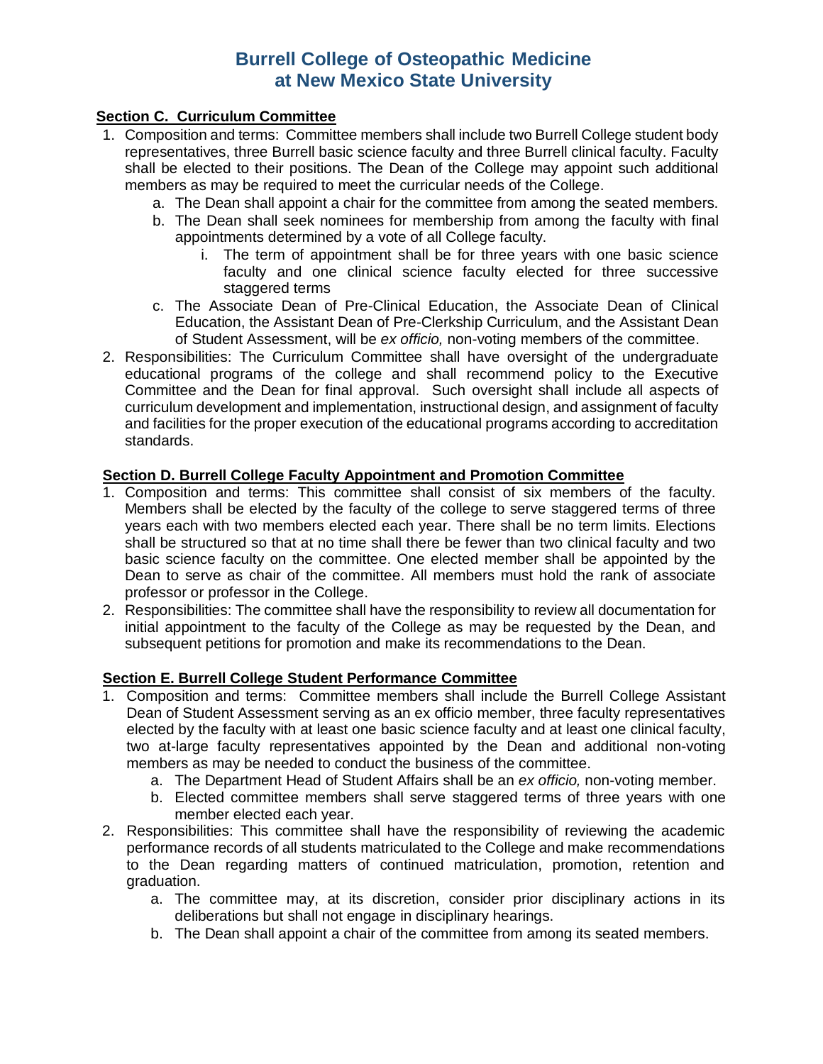# Burrell College of Osteopathic Medicine at New Mexico State University

**Section C. Curriculum Committee**

1. Composition and terms: Committee members shall include two Burrell College student body representatives, three Burrell basic science faculty and three Burrell clinical faculty. Faculty shall be elected to their positions. The Dean of the College may appoint such additional members as may be required to meet the curricular needs of the College.
   a. The Dean shall appoint a chair for the committee from among the seated members.
   b. The Dean shall seek nominees for membership from among the faculty with final appointments determined by a vote of all College faculty.
      i. The term of appointment shall be for three years with one basic science faculty and one clinical science faculty elected for three successive staggered terms
   c. The Associate Dean of Pre-Clinical Education, the Associate Dean of Clinical Education, the Assistant Dean of Pre-Clerkship Curriculum, and the Assistant Dean of Student Assessment, will be *ex officio,* non-voting members of the committee.
2. Responsibilities: The Curriculum Committee shall have oversight of the undergraduate educational programs of the college and shall recommend policy to the Executive Committee and the Dean for final approval. Such oversight shall include all aspects of curriculum development and implementation, instructional design, and assignment of faculty and facilities for the proper execution of the educational programs according to accreditation standards.

**Section D. Burrell College Faculty Appointment and Promotion Committee**

1. Composition and terms: This committee shall consist of six members of the faculty. Members shall be elected by the faculty of the college to serve staggered terms of three years each with two members elected each year. There shall be no term limits. Elections shall be structured so that at no time shall there be fewer than two clinical faculty and two basic science faculty on the committee. One elected member shall be appointed by the Dean to serve as chair of the committee. All members must hold the rank of associate professor or professor in the College.
2. Responsibilities: The committee shall have the responsibility to review all documentation for initial appointment to the faculty of the College as may be requested by the Dean, and subsequent petitions for promotion and make its recommendations to the Dean.

**Section E. Burrell College Student Performance Committee**

1. Composition and terms: Committee members shall include the Burrell College Assistant Dean of Student Assessment serving as an ex officio member, three faculty representatives elected by the faculty with at least one basic science faculty and at least one clinical faculty, two at-large faculty representatives appointed by the Dean and additional non-voting members as may be needed to conduct the business of the committee.
   a. The Department Head of Student Affairs shall be an *ex officio,* non-voting member.
   b. Elected committee members shall serve staggered terms of three years with one member elected each year.
2. Responsibilities: This committee shall have the responsibility of reviewing the academic performance records of all students matriculated to the College and make recommendations to the Dean regarding matters of continued matriculation, promotion, retention and graduation.
   a. The committee may, at its discretion, consider prior disciplinary actions in its deliberations but shall not engage in disciplinary hearings.
   b. The Dean shall appoint a chair of the committee from among its seated members.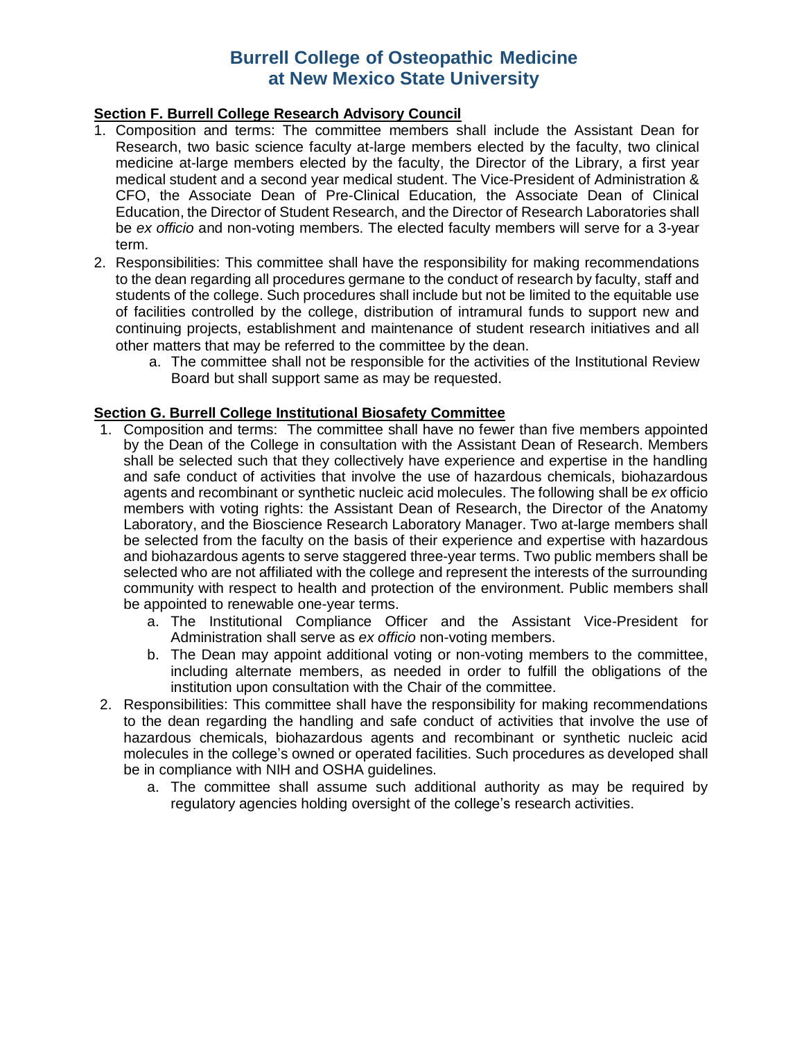# Burrell College of Osteopathic Medicine at New Mexico State University

**Section F. Burrell College Research Advisory Council**

1. Composition and terms: The committee members shall include the Assistant Dean for Research, two basic science faculty at-large members elected by the faculty, two clinical medicine at-large members elected by the faculty, the Director of the Library, a first year medical student and a second year medical student. The Vice-President of Administration & CFO, the Associate Dean of Pre-Clinical Education, the Associate Dean of Clinical Education, the Director of Student Research, and the Director of Research Laboratories shall be *ex officio* and non-voting members. The elected faculty members will serve for a 3-year term.
2. Responsibilities: This committee shall have the responsibility for making recommendations to the dean regarding all procedures germane to the conduct of research by faculty, staff and students of the college. Such procedures shall include but not be limited to the equitable use of facilities controlled by the college, distribution of intramural funds to support new and continuing projects, establishment and maintenance of student research initiatives and all other matters that may be referred to the committee by the dean.
    a. The committee shall not be responsible for the activities of the Institutional Review Board but shall support same as may be requested.

**Section G. Burrell College Institutional Biosafety Committee**

1. Composition and terms: The committee shall have no fewer than five members appointed by the Dean of the College in consultation with the Assistant Dean of Research. Members shall be selected such that they collectively have experience and expertise in the handling and safe conduct of activities that involve the use of hazardous chemicals, biohazardous agents and recombinant or synthetic nucleic acid molecules. The following shall be *ex* officio members with voting rights: the Assistant Dean of Research, the Director of the Anatomy Laboratory, and the Bioscience Research Laboratory Manager. Two at-large members shall be selected from the faculty on the basis of their experience and expertise with hazardous and biohazardous agents to serve staggered three-year terms. Two public members shall be selected who are not affiliated with the college and represent the interests of the surrounding community with respect to health and protection of the environment. Public members shall be appointed to renewable one-year terms.
    a. The Institutional Compliance Officer and the Assistant Vice-President for Administration shall serve as *ex officio* non-voting members.
    b. The Dean may appoint additional voting or non-voting members to the committee, including alternate members, as needed in order to fulfill the obligations of the institution upon consultation with the Chair of the committee.
2. Responsibilities: This committee shall have the responsibility for making recommendations to the dean regarding the handling and safe conduct of activities that involve the use of hazardous chemicals, biohazardous agents and recombinant or synthetic nucleic acid molecules in the college's owned or operated facilities. Such procedures as developed shall be in compliance with NIH and OSHA guidelines.
    a. The committee shall assume such additional authority as may be required by regulatory agencies holding oversight of the college's research activities.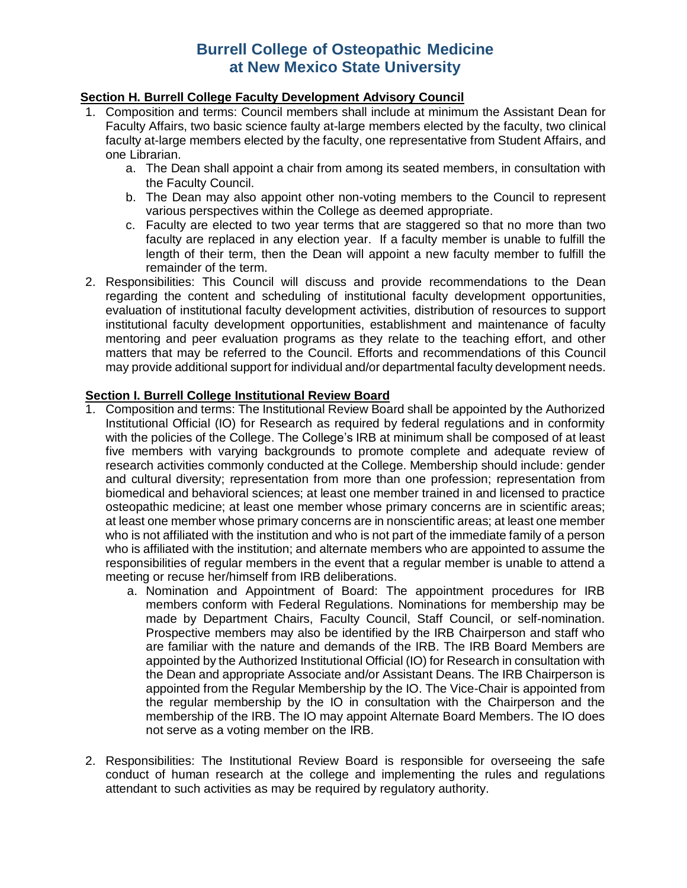# Burrell College of Osteopathic Medicine at New Mexico State University

**Section H. Burrell College Faculty Development Advisory Council**

1. Composition and terms: Council members shall include at minimum the Assistant Dean for Faculty Affairs, two basic science faulty at-large members elected by the faculty, two clinical faculty at-large members elected by the faculty, one representative from Student Affairs, and one Librarian.
   a. The Dean shall appoint a chair from among its seated members, in consultation with the Faculty Council.
   b. The Dean may also appoint other non-voting members to the Council to represent various perspectives within the College as deemed appropriate.
   c. Faculty are elected to two year terms that are staggered so that no more than two faculty are replaced in any election year. If a faculty member is unable to fulfill the length of their term, then the Dean will appoint a new faculty member to fulfill the remainder of the term.
2. Responsibilities: This Council will discuss and provide recommendations to the Dean regarding the content and scheduling of institutional faculty development opportunities, evaluation of institutional faculty development activities, distribution of resources to support institutional faculty development opportunities, establishment and maintenance of faculty mentoring and peer evaluation programs as they relate to the teaching effort, and other matters that may be referred to the Council. Efforts and recommendations of this Council may provide additional support for individual and/or departmental faculty development needs.

**Section I. Burrell College Institutional Review Board**

1. Composition and terms: The Institutional Review Board shall be appointed by the Authorized Institutional Official (IO) for Research as required by federal regulations and in conformity with the policies of the College. The College's IRB at minimum shall be composed of at least five members with varying backgrounds to promote complete and adequate review of research activities commonly conducted at the College. Membership should include: gender and cultural diversity; representation from more than one profession; representation from biomedical and behavioral sciences; at least one member trained in and licensed to practice osteopathic medicine; at least one member whose primary concerns are in scientific areas; at least one member whose primary concerns are in nonscientific areas; at least one member who is not affiliated with the institution and who is not part of the immediate family of a person who is affiliated with the institution; and alternate members who are appointed to assume the responsibilities of regular members in the event that a regular member is unable to attend a meeting or recuse her/himself from IRB deliberations.
   a. Nomination and Appointment of Board: The appointment procedures for IRB members conform with Federal Regulations. Nominations for membership may be made by Department Chairs, Faculty Council, Staff Council, or self-nomination. Prospective members may also be identified by the IRB Chairperson and staff who are familiar with the nature and demands of the IRB. The IRB Board Members are appointed by the Authorized Institutional Official (IO) for Research in consultation with the Dean and appropriate Associate and/or Assistant Deans. The IRB Chairperson is appointed from the Regular Membership by the IO. The Vice-Chair is appointed from the regular membership by the IO in consultation with the Chairperson and the membership of the IRB. The IO may appoint Alternate Board Members. The IO does not serve as a voting member on the IRB.
2. Responsibilities: The Institutional Review Board is responsible for overseeing the safe conduct of human research at the college and implementing the rules and regulations attendant to such activities as may be required by regulatory authority.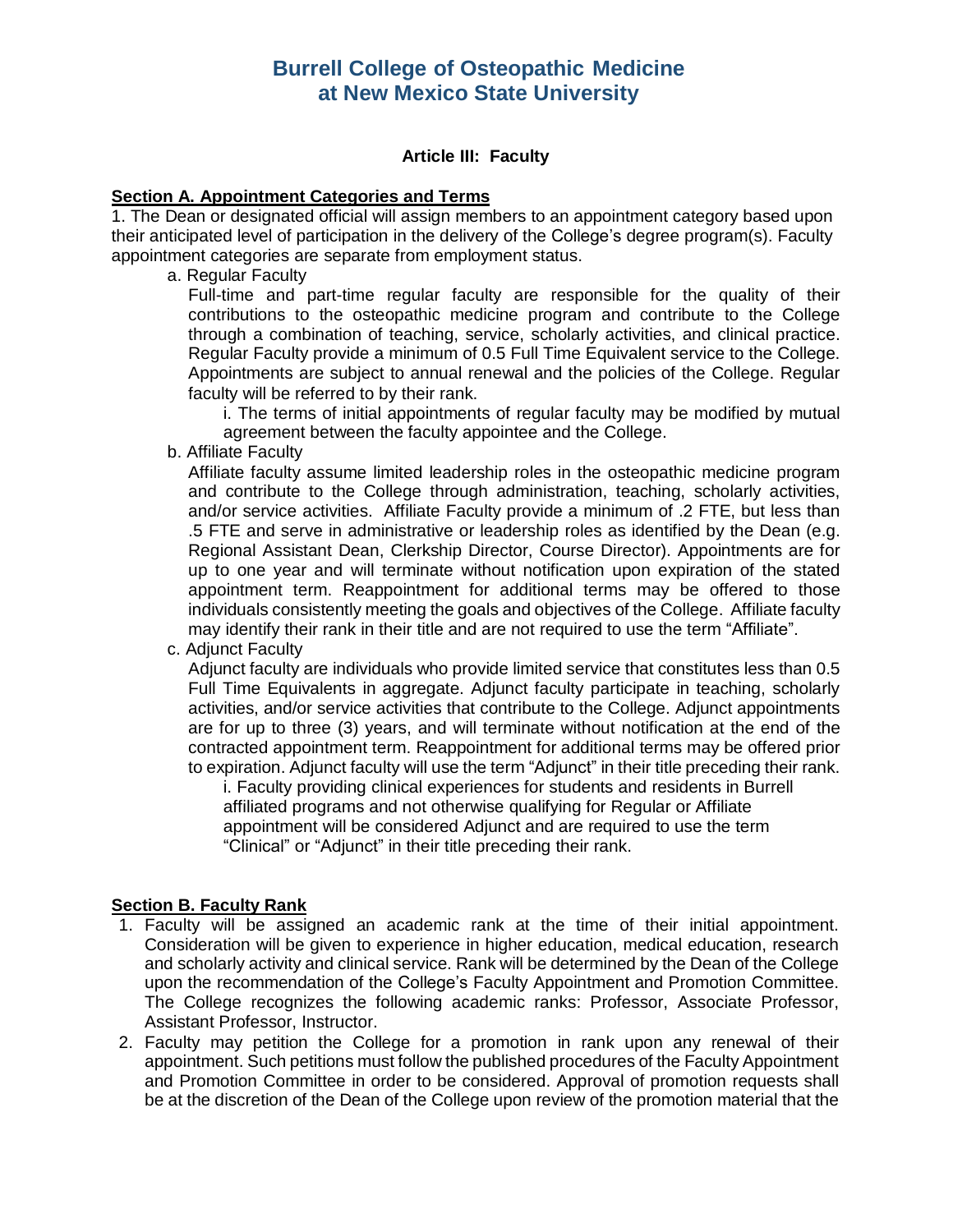# Burrell College of Osteopathic Medicine at New Mexico State University

### Article III: Faculty

**Section A. Appointment Categories and Terms**

1. The Dean or designated official will assign members to an appointment category based upon their anticipated level of participation in the delivery of the College's degree program(s). Faculty appointment categories are separate from employment status.

   a. Regular Faculty

   Full-time and part-time regular faculty are responsible for the quality of their contributions to the osteopathic medicine program and contribute to the College through a combination of teaching, service, scholarly activities, and clinical practice. Regular Faculty provide a minimum of 0.5 Full Time Equivalent service to the College. Appointments are subject to annual renewal and the policies of the College. Regular faculty will be referred to by their rank.

      i. The terms of initial appointments of regular faculty may be modified by mutual agreement between the faculty appointee and the College.

   b. Affiliate Faculty

   Affiliate faculty assume limited leadership roles in the osteopathic medicine program and contribute to the College through administration, teaching, scholarly activities, and/or service activities. Affiliate Faculty provide a minimum of .2 FTE, but less than .5 FTE and serve in administrative or leadership roles as identified by the Dean (e.g. Regional Assistant Dean, Clerkship Director, Course Director). Appointments are for up to one year and will terminate without notification upon expiration of the stated appointment term. Reappointment for additional terms may be offered to those individuals consistently meeting the goals and objectives of the College. Affiliate faculty may identify their rank in their title and are not required to use the term "Affiliate".

   c. Adjunct Faculty

   Adjunct faculty are individuals who provide limited service that constitutes less than 0.5 Full Time Equivalents in aggregate. Adjunct faculty participate in teaching, scholarly activities, and/or service activities that contribute to the College. Adjunct appointments are for up to three (3) years, and will terminate without notification at the end of the contracted appointment term. Reappointment for additional terms may be offered prior to expiration. Adjunct faculty will use the term "Adjunct" in their title preceding their rank.

      i. Faculty providing clinical experiences for students and residents in Burrell affiliated programs and not otherwise qualifying for Regular or Affiliate appointment will be considered Adjunct and are required to use the term "Clinical" or "Adjunct" in their title preceding their rank.

**Section B. Faculty Rank**

1. Faculty will be assigned an academic rank at the time of their initial appointment. Consideration will be given to experience in higher education, medical education, research and scholarly activity and clinical service. Rank will be determined by the Dean of the College upon the recommendation of the College's Faculty Appointment and Promotion Committee. The College recognizes the following academic ranks: Professor, Associate Professor, Assistant Professor, Instructor.
2. Faculty may petition the College for a promotion in rank upon any renewal of their appointment. Such petitions must follow the published procedures of the Faculty Appointment and Promotion Committee in order to be considered. Approval of promotion requests shall be at the discretion of the Dean of the College upon review of the promotion material that the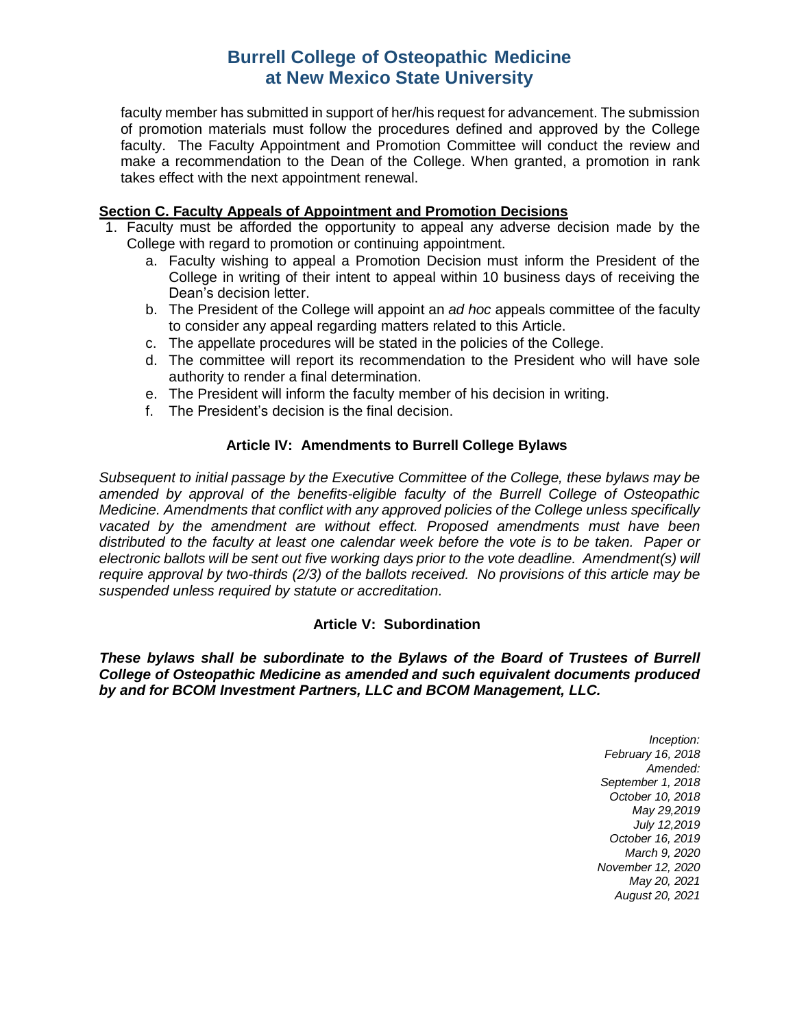faculty member has submitted in support of her/his request for advancement. The submission of promotion materials must follow the procedures defined and approved by the College faculty. The Faculty Appointment and Promotion Committee will conduct the review and make a recommendation to the Dean of the College. When granted, a promotion in rank takes effect with the next appointment renewal.

**Section C. Faculty Appeals of Appointment and Promotion Decisions**

1. Faculty must be afforded the opportunity to appeal any adverse decision made by the College with regard to promotion or continuing appointment.
   a. Faculty wishing to appeal a Promotion Decision must inform the President of the College in writing of their intent to appeal within 10 business days of receiving the Dean's decision letter.
   b. The President of the College will appoint an *ad hoc* appeals committee of the faculty to consider any appeal regarding matters related to this Article.
   c. The appellate procedures will be stated in the policies of the College.
   d. The committee will report its recommendation to the President who will have sole authority to render a final determination.
   e. The President will inform the faculty member of his decision in writing.
   f. The President's decision is the final decision.

### Article IV: Amendments to Burrell College Bylaws

*Subsequent to initial passage by the Executive Committee of the College, these bylaws may be amended by approval of the benefits-eligible faculty of the Burrell College of Osteopathic Medicine. Amendments that conflict with any approved policies of the College unless specifically vacated by the amendment are without effect. Proposed amendments must have been distributed to the faculty at least one calendar week before the vote is to be taken. Paper or electronic ballots will be sent out five working days prior to the vote deadline. Amendment(s) will require approval by two-thirds (2/3) of the ballots received. No provisions of this article may be suspended unless required by statute or accreditation.*

### Article V: Subordination

***These bylaws shall be subordinate to the Bylaws of the Board of Trustees of Burrell College of Osteopathic Medicine as amended and such equivalent documents produced by and for BCOM Investment Partners, LLC and BCOM Management, LLC.***

*Inception:*
*February 16, 2018*
*Amended:*
*September 1, 2018*
*October 10, 2018*
*May 29,2019*
*July 12,2019*
*October 16, 2019*
*March 9, 2020*
*November 12, 2020*
*May 20, 2021*
*August 20, 2021*